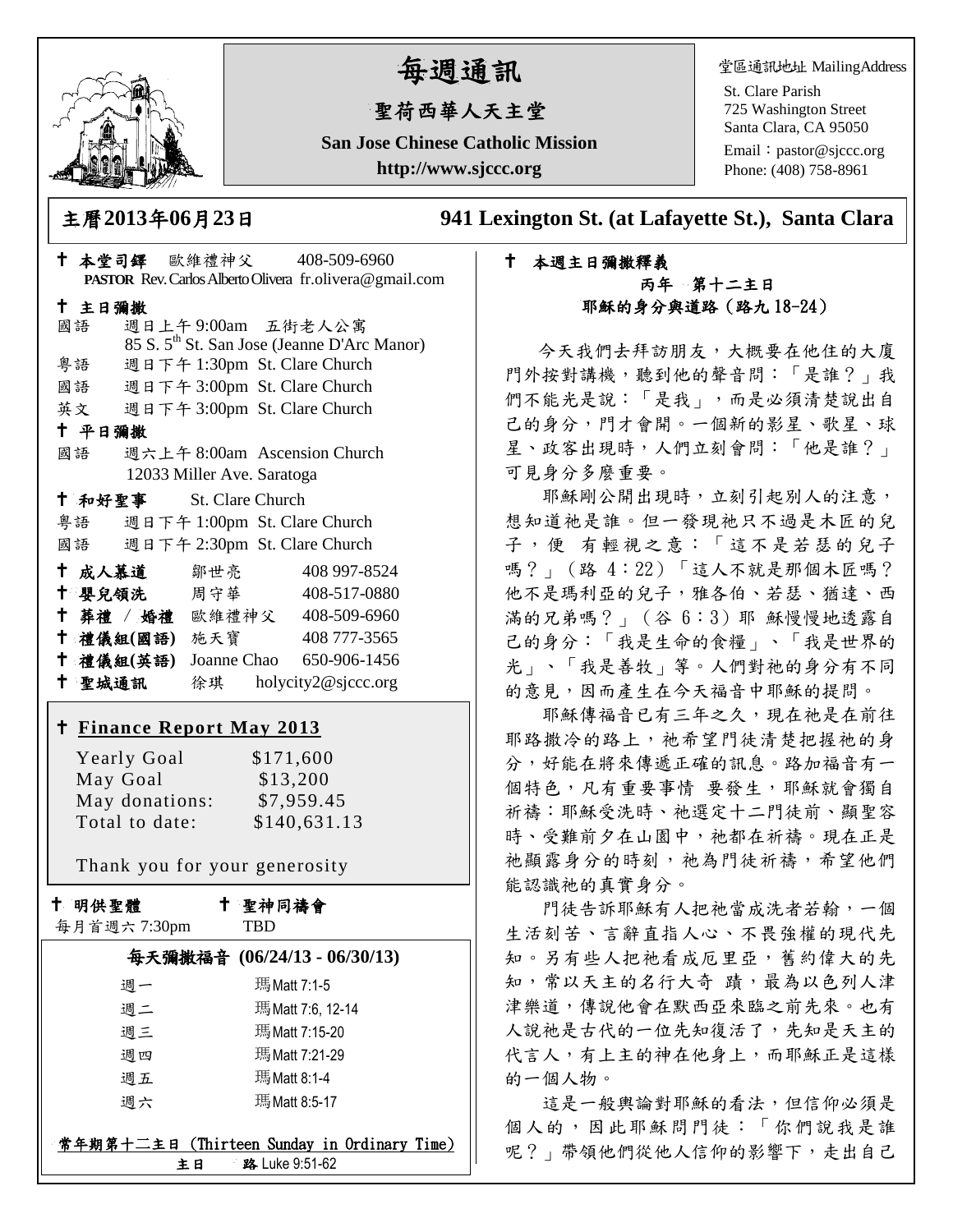# 每週通訊

## 聖荷西華人天主堂

**San Jose Chinese Catholic Mission**

**http://www.sjccc.org**

堂區通訊地址 MailingAddress

St. Clare Parish
725 Washington Street
Santa Clara, CA 95050
Email：pastor@sjccc.org
Phone: (408) 758-8961

**主曆2013年06月23日** **941 Lexington St. (at Lafayette St.), Santa Clara**

✝ **本堂司鐸** 歐維禮神父 408-509-6960
**PASTOR** Rev. Carlos Alberto Olivera fr.olivera@gmail.com

✝ **主日彌撒**

國語 週日上午 9:00am 五街老人公寓
85 S. 5th St. San Jose (Jeanne D'Arc Manor)

粵語 週日下午 1:30pm St. Clare Church

國語 週日下午 3:00pm St. Clare Church

英文 週日下午 3:00pm St. Clare Church

✝ **平日彌撒**

國語 週六上午 8:00am Ascension Church
12033 Miller Ave. Saratoga

✝ **和好聖事** St. Clare Church

粵語 週日下午 1:00pm St. Clare Church

國語 週日下午 2:30pm St. Clare Church

| | | |
|---|---|---|
| ✝ **成人慕道** | 鄒世亮 | 408 997-8524 |
| ✝ **嬰兒領洗** | 周守華 | 408-517-0880 |
| ✝ **葬禮 / 婚禮** | 歐維禮神父 | 408-509-6960 |
| ✝ **禮儀組(國語)** | 施天寶 | 408 777-3565 |
| ✝ **禮儀組(英語)** | Joanne Chao | 650-906-1456 |
| ✝ **聖城通訊** | 徐琪 | holycity2@sjccc.org |

✝ **Finance Report May 2013**

| | |
|---|---|
| Yearly Goal | $171,600 |
| May Goal | $13,200 |
| May donations: | $7,959.45 |
| Total to date: | $140,631.13 |

Thank you for your generosity

✝ **明供聖體** 每月首週六 7:30pm

✝ **聖神同禱會** TBD

**每天彌撒福音 (06/24/13 - 06/30/13)**

| | |
|---|---|
| 週一 | 瑪 Matt 7:1-5 |
| 週二 | 瑪 Matt 7:6, 12-14 |
| 週三 | 瑪 Matt 7:15-20 |
| 週四 | 瑪 Matt 7:21-29 |
| 週五 | 瑪 Matt 8:1-4 |
| 週六 | 瑪 Matt 8:5-17 |

**常年期第十三主日 (Thirteen Sunday in Ordinary Time)**
**主日** **路** Luke 9:51-62

✝ **本週主日彌撒釋義**

**丙年 第十二主日**
**耶穌的身分與道路（路九 18-24）**

今天我們去拜訪朋友，大概要在他住的大廈門外按對講機，聽到他的聲音問：「是誰？」我們不能光是說：「是我」，而是必須清楚說出自己的身分，門才會開。一個新的影星、歌星、球星、政客出現時，人們立刻會問：「他是誰？」可見身分多麼重要。

耶穌剛公開出現時，立刻引起別人的注意，想知道祂是誰。但一發現祂只不過是木匠的兒子，便 有輕視之意：「這不是若瑟的兒子嗎？」（路 4：22）「這人不就是那個木匠嗎？他不是瑪利亞的兒子，雅各伯、若瑟、猶達、西滿的兄弟嗎？」（谷 6：3）耶 穌慢慢地透露自己的身分：「我是生命的食糧」、「我是世界的光」、「我是善牧」等。人們對祂的身分有不同的意見，因而產生在今天福音中耶穌的提問。

耶穌傳福音已有三年之久，現在祂是在前往耶路撒冷的路上，祂希望門徒清楚把握祂的身分，好能在將來傳遞正確的訊息。路加福音有一個特色，凡有重要事情 要發生，耶穌就會獨自祈禱：耶穌受洗時、祂選定十二門徒前、顯聖容時、受難前夕在山園中，祂都在祈禱。現在正是祂顯露身分的時刻，祂為門徒祈禱，希望他們能認識祂的真實身分。

門徒告訴耶穌有人把祂當成洗者若翰，一個生活刻苦、言辭直指人心、不畏強權的現代先知。另有些人把祂看成厄里亞，舊約偉大的先知，常以天主的名行大奇 蹟，最為以色列人津津樂道，傳說他會在默西亞來臨之前先來。也有人說祂是古代的一位先知復活了，先知是天主的代言人，有上主的神在他身上，而耶穌正是這樣的一個人物。

這是一般輿論對耶穌的看法，但信仰必須是個人的，因此耶穌問門徒：「你們說我是誰呢？」帶領他們從他人信仰的影響下，走出自己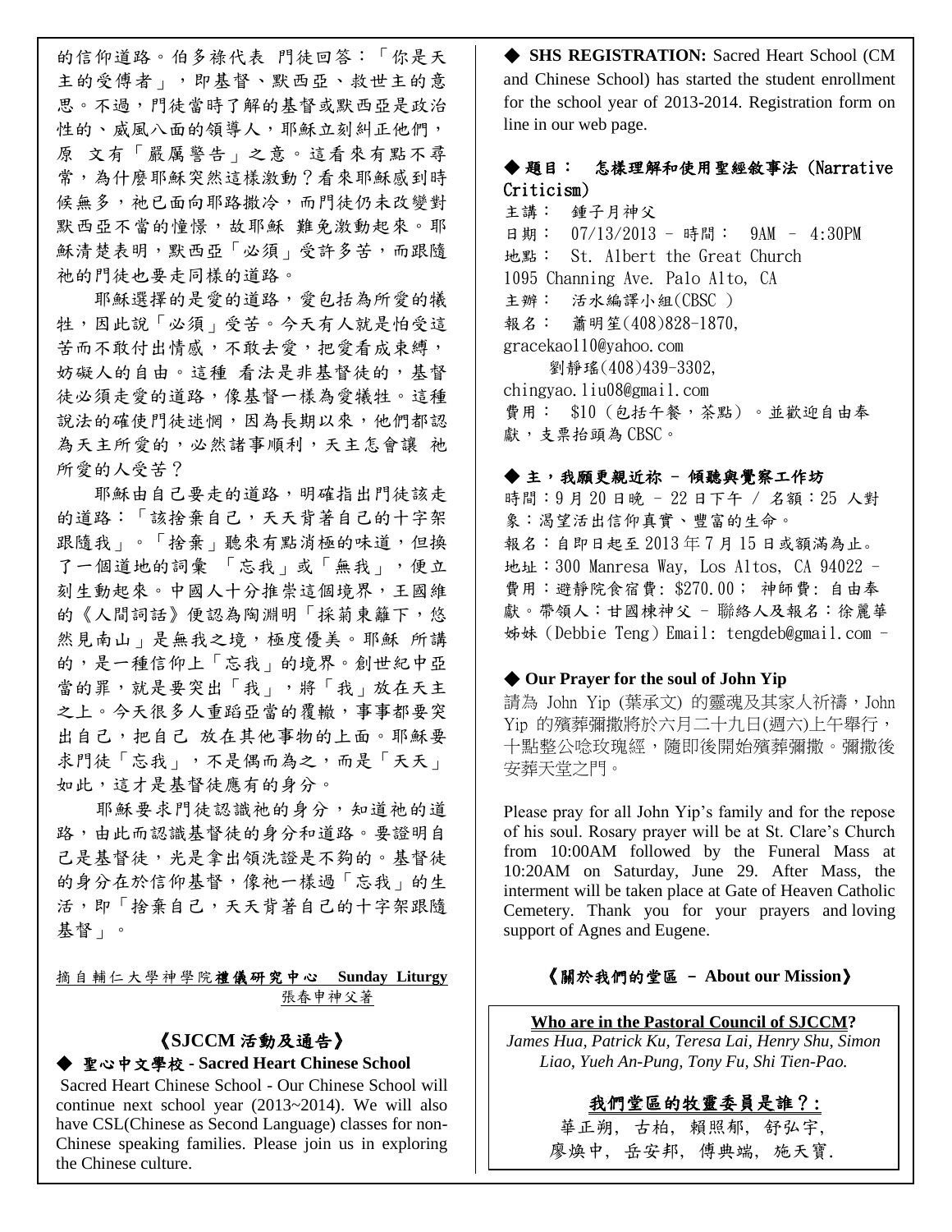的信仰道路。伯多祿代表 門徒回答：「你是天主的受傅者」，即基督、默西亞、救世主的意思。不過，門徒當時了解的基督或默西亞是政治性的、威風八面的領導人，耶穌立刻糾正他們，原 文有「嚴厲警告」之意。這看來有點不尋常，為什麼耶穌突然這樣激動？看來耶穌感到時候無多，祂已面向耶路撒冷，而門徒仍未改變對默西亞不當的憧憬，故耶穌 難免激動起來。耶穌清楚表明，默西亞「必須」受許多苦，而跟隨祂的門徒也要走同樣的道路。

耶穌選擇的是愛的道路，愛包括為所愛的犧牲，因此說「必須」受苦。今天有人就是怕受這苦而不敢付出情感，不敢去愛，把愛看成束縛，妨礙人的自由。這種 看法是非基督徒的，基督徒必須走愛的道路，像基督一樣為愛犧牲。這種說法的確使門徒迷惘，因為長期以來，他們都認為天主所愛的，必然諸事順利，天主怎會讓 祂所愛的人受苦？

耶穌由自己要走的道路，明確指出門徒該走的道路：「該捨棄自己，天天背著自己的十字架跟隨我」。「捨棄」聽來有點消極的味道，但換了一個道地的詞彙 「忘我」或「無我」，便立刻生動起來。中國人十分推崇這個境界，王國維的《人間詞話》便認為陶淵明「採菊東籬下，悠然見南山」是無我之境，極度優美。耶穌 所講的，是一種信仰上「忘我」的境界。創世紀中亞當的罪，就是要突出「我」，將「我」放在天主之上。今天很多人重蹈亞當的覆轍，事事都要突出自己，把自己 放在其他事物的上面。耶穌要求門徒「忘我」，不是偶而為之，而是「天天」如此，這才是基督徒應有的身分。

耶穌要求門徒認識祂的身分，知道祂的道路，由此而認識基督徒的身分和道路。要證明自己是基督徒，光是拿出領洗證是不夠的。基督徒的身分在於信仰基督，像祂一樣過「忘我」的生活，即「捨棄自己，天天背著自己的十字架跟隨基督」。

摘自輔仁大學神學院**禮儀研究中心 Sunday Liturgy** 張春申神父著

## 《SJCCM 活動及通告》

### ◆ 聖心中文學校 - Sacred Heart Chinese School

Sacred Heart Chinese School - Our Chinese School will continue next school year (2013~2014). We will also have CSL(Chinese as Second Language) classes for non-Chinese speaking families. Please join us in exploring the Chinese culture.

◆ **SHS REGISTRATION:** Sacred Heart School (CM and Chinese School) has started the student enrollment for the school year of 2013-2014. Registration form on line in our web page.

### ◆ 題目： 怎樣理解和使用聖經敘事法 (Narrative Criticism)

主講： 鍾子月神父
日期： 07/13/2013 - 時間： 9AM - 4:30PM
地點： St. Albert the Great Church
1095 Channing Ave. Palo Alto, CA
主辦： 活水編譯小組(CBSC )
報名： 蕭明笙(408)828-1870,
gracekao110@yahoo.com
劉靜瑤(408)439-3302,
chingyao.liu08@gmail.com
費用： $10（包括午餐，茶點）。並歡迎自由奉獻，支票抬頭為 CBSC。

### ◆ 主，我願更親近祢 - 傾聽與覺察工作坊

時間：9 月 20 日晚 - 22 日下午 / 名額：25 人對象：渴望活出信仰真實、豐富的生命。
報名：自即日起至 2013 年 7 月 15 日或額滿為止。
地址：300 Manresa Way, Los Altos, CA 94022 -
費用：避靜院食宿費: $270.00； 神師費: 自由奉獻。帶領人：甘國棟神父 - 聯絡人及報名：徐麗華姊妹（Debbie Teng）Email: tengdeb@gmail.com -

### ◆ Our Prayer for the soul of John Yip

請為 John Yip (葉承文) 的靈魂及其家人祈禱，John Yip 的殯葬彌撒將於六月二十九日(週六)上午舉行，十點整公唸玫瑰經，隨即後開始殯葬彌撒。彌撒後安葬天堂之門。

Please pray for all John Yip's family and for the repose of his soul. Rosary prayer will be at St. Clare's Church from 10:00AM followed by the Funeral Mass at 10:20AM on Saturday, June 29. After Mass, the interment will be taken place at Gate of Heaven Catholic Cemetery. Thank you for your prayers and loving support of Agnes and Eugene.

## 《關於我們的堂區 - About our Mission》

**Who are in the Pastoral Council of SJCCM?**
*James Hua, Patrick Ku, Teresa Lai, Henry Shu, Simon Liao, Yueh An-Pung, Tony Fu, Shi Tien-Pao.*

**我們堂區的牧靈委員是誰？:**
華正朔, 古柏, 賴照郁, 舒弘宇, 廖煥中, 岳安邦, 傅典端, 施天寶.